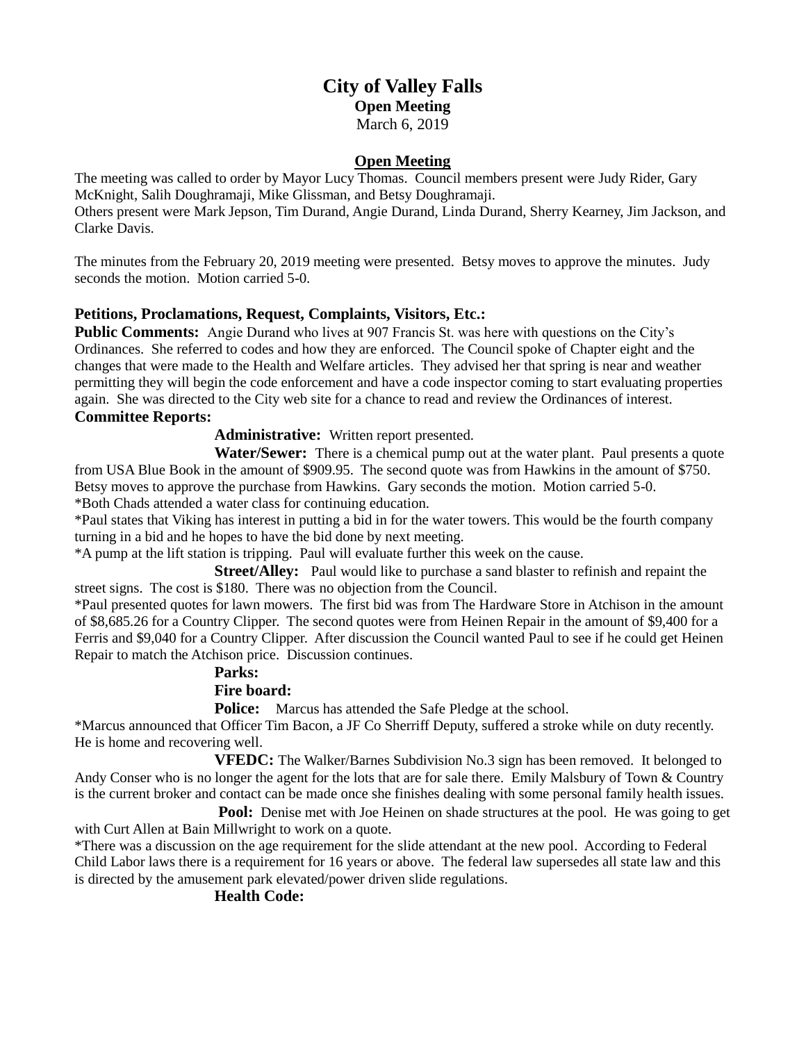# City of Valley Falls

**Open Meeting**

March 6, 2019

## Open Meeting

The meeting was called to order by Mayor Lucy Thomas. Council members present were Judy Rider, Gary McKnight, Salih Doughramaji, Mike Glissman, and Betsy Doughramaji.

Others present were Mark Jepson, Tim Durand, Angie Durand, Linda Durand, Sherry Kearney, Jim Jackson, and Clarke Davis.

The minutes from the February 20, 2019 meeting were presented. Betsy moves to approve the minutes. Judy seconds the motion. Motion carried 5-0.

### Petitions, Proclamations, Request, Complaints, Visitors, Etc.:

**Public Comments:** Angie Durand who lives at 907 Francis St. was here with questions on the City's Ordinances. She referred to codes and how they are enforced. The Council spoke of Chapter eight and the changes that were made to the Health and Welfare articles. They advised her that spring is near and weather permitting they will begin the code enforcement and have a code inspector coming to start evaluating properties again. She was directed to the City web site for a chance to read and review the Ordinances of interest.

### Committee Reports:

**Administrative:** Written report presented.

**Water/Sewer:** There is a chemical pump out at the water plant. Paul presents a quote from USA Blue Book in the amount of $909.95. The second quote was from Hawkins in the amount of $750. Betsy moves to approve the purchase from Hawkins. Gary seconds the motion. Motion carried 5-0.

*Both Chads attended a water class for continuing education.

*Paul states that Viking has interest in putting a bid in for the water towers. This would be the fourth company turning in a bid and he hopes to have the bid done by next meeting.

*A pump at the lift station is tripping. Paul will evaluate further this week on the cause.

**Street/Alley:** Paul would like to purchase a sand blaster to refinish and repaint the street signs. The cost is $180. There was no objection from the Council.

*Paul presented quotes for lawn mowers. The first bid was from The Hardware Store in Atchison in the amount of $8,685.26 for a Country Clipper. The second quotes were from Heinen Repair in the amount of $9,400 for a Ferris and $9,040 for a Country Clipper. After discussion the Council wanted Paul to see if he could get Heinen Repair to match the Atchison price. Discussion continues.

**Parks:**

**Fire board:**

**Police:** Marcus has attended the Safe Pledge at the school.

*Marcus announced that Officer Tim Bacon, a JF Co Sherriff Deputy, suffered a stroke while on duty recently. He is home and recovering well.

**VFEDC:** The Walker/Barnes Subdivision No.3 sign has been removed. It belonged to Andy Conser who is no longer the agent for the lots that are for sale there. Emily Malsbury of Town & Country is the current broker and contact can be made once she finishes dealing with some personal family health issues.

**Pool:** Denise met with Joe Heinen on shade structures at the pool. He was going to get with Curt Allen at Bain Millwright to work on a quote.

*There was a discussion on the age requirement for the slide attendant at the new pool. According to Federal Child Labor laws there is a requirement for 16 years or above. The federal law supersedes all state law and this is directed by the amusement park elevated/power driven slide regulations.

**Health Code:**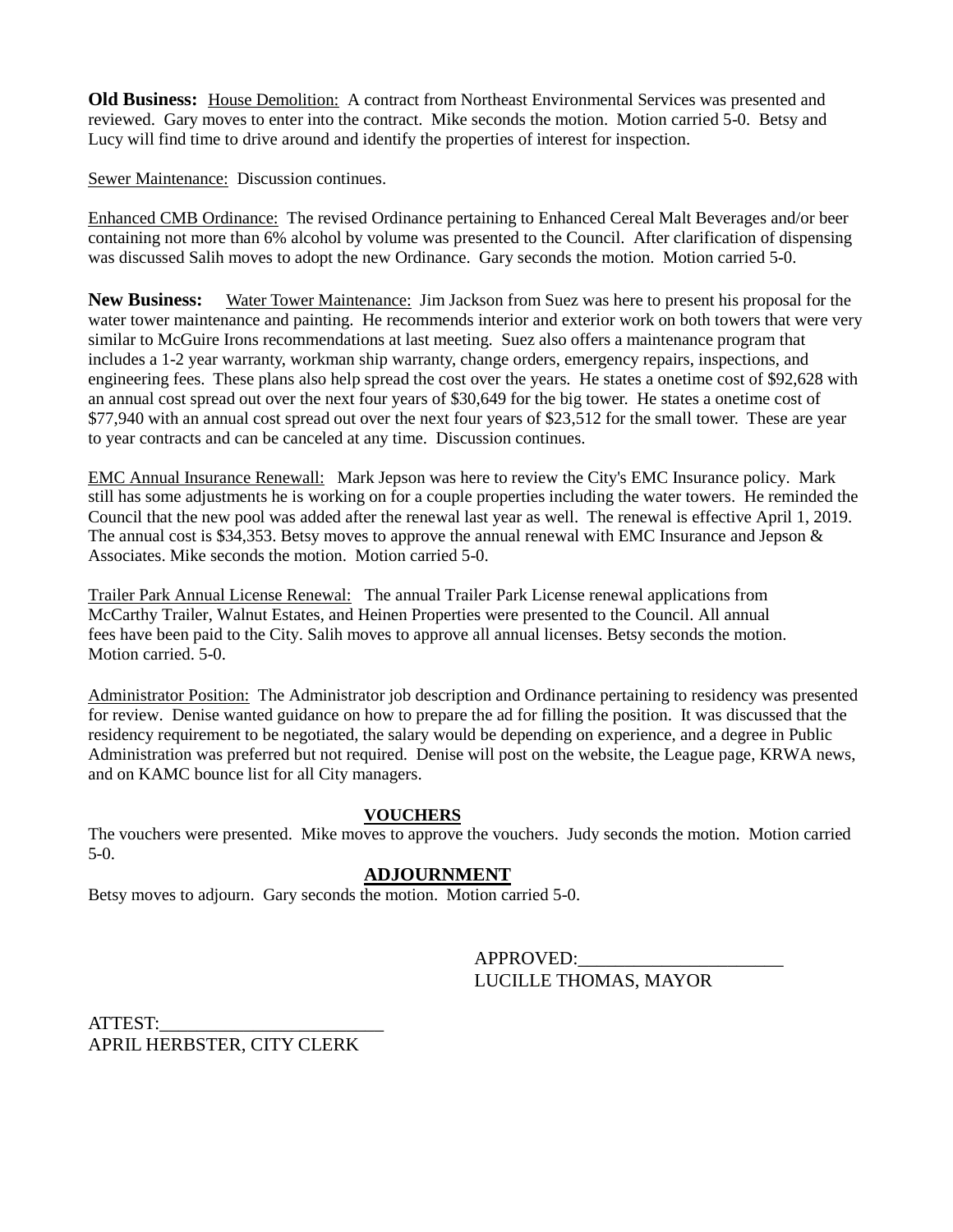**Old Business:** House Demolition: A contract from Northeast Environmental Services was presented and reviewed. Gary moves to enter into the contract. Mike seconds the motion. Motion carried 5-0. Betsy and Lucy will find time to drive around and identify the properties of interest for inspection.

Sewer Maintenance: Discussion continues.

Enhanced CMB Ordinance: The revised Ordinance pertaining to Enhanced Cereal Malt Beverages and/or beer containing not more than 6% alcohol by volume was presented to the Council. After clarification of dispensing was discussed Salih moves to adopt the new Ordinance. Gary seconds the motion. Motion carried 5-0.

**New Business:** Water Tower Maintenance: Jim Jackson from Suez was here to present his proposal for the water tower maintenance and painting. He recommends interior and exterior work on both towers that were very similar to McGuire Irons recommendations at last meeting. Suez also offers a maintenance program that includes a 1-2 year warranty, workman ship warranty, change orders, emergency repairs, inspections, and engineering fees. These plans also help spread the cost over the years. He states a onetime cost of $92,628 with an annual cost spread out over the next four years of $30,649 for the big tower. He states a onetime cost of $77,940 with an annual cost spread out over the next four years of $23,512 for the small tower. These are year to year contracts and can be canceled at any time. Discussion continues.

EMC Annual Insurance Renewall: Mark Jepson was here to review the City's EMC Insurance policy. Mark still has some adjustments he is working on for a couple properties including the water towers. He reminded the Council that the new pool was added after the renewal last year as well. The renewal is effective April 1, 2019. The annual cost is $34,353. Betsy moves to approve the annual renewal with EMC Insurance and Jepson & Associates. Mike seconds the motion. Motion carried 5-0.

Trailer Park Annual License Renewal: The annual Trailer Park License renewal applications from McCarthy Trailer, Walnut Estates, and Heinen Properties were presented to the Council. All annual fees have been paid to the City. Salih moves to approve all annual licenses. Betsy seconds the motion. Motion carried. 5-0.

Administrator Position: The Administrator job description and Ordinance pertaining to residency was presented for review. Denise wanted guidance on how to prepare the ad for filling the position. It was discussed that the residency requirement to be negotiated, the salary would be depending on experience, and a degree in Public Administration was preferred but not required. Denise will post on the website, the League page, KRWA news, and on KAMC bounce list for all City managers.

## VOUCHERS

The vouchers were presented. Mike moves to approve the vouchers. Judy seconds the motion. Motion carried 5-0.

## ADJOURNMENT

Betsy moves to adjourn. Gary seconds the motion. Motion carried 5-0.

APPROVED:______________________
LUCILLE THOMAS, MAYOR

ATTEST:________________________
APRIL HERBSTER, CITY CLERK